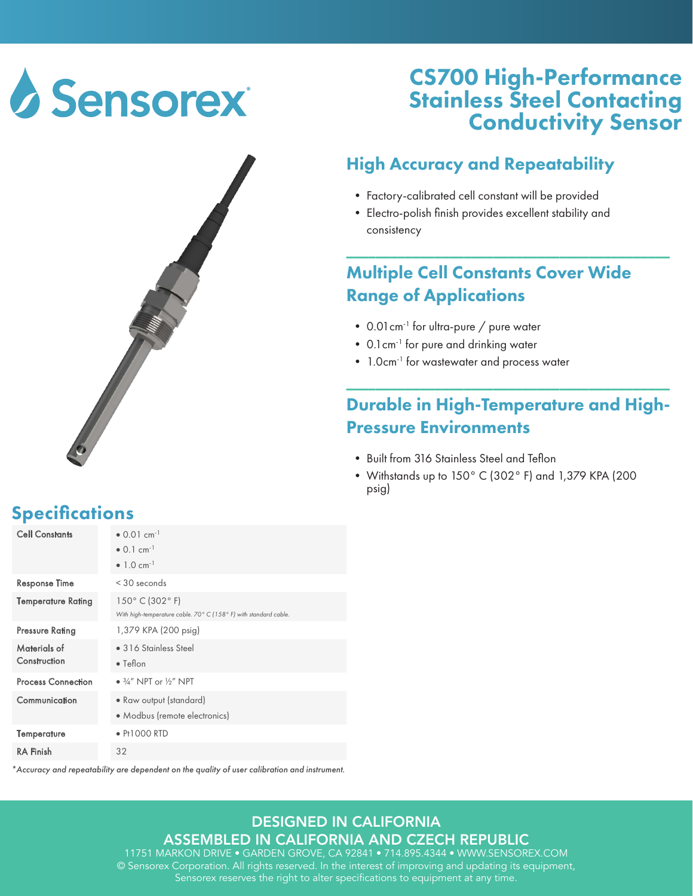Sensorex

# CS700 High-Performance Stainless Steel Contacting Conductivity Sensor

## High Accuracy and Repeatability

- Factory-calibrated cell constant will be provided
- Electro-polish finish provides excellent stability and consistency

## Multiple Cell Constants Cover Wide Range of Applications

- 0.01 $cm^{-1}$ for ultra-pure / pure water
- 0.1 $cm^{-1}$ for pure and drinking water
- 1.0 $cm^{-1}$ for wastewater and process water

## Durable in High-Temperature and High-Pressure Environments

- Built from 316 Stainless Steel and Teflon
- Withstands up to 150° C (302° F) and 1,379 KPA (200 psig)

## Specifications

| | |
|---|---|
| Cell Constants | • 0.01 $cm^{-1}$<br>• 0.1 $cm^{-1}$<br>• 1.0 $cm^{-1}$ |
| Response Time | < 30 seconds |
| Temperature Rating | 150° C (302° F)<br>*With high-temperature cable. 70° C (158° F) with standard cable.* |
| Pressure Rating | 1,379 KPA (200 psig) |
| Materials of Construction | • 316 Stainless Steel<br>• Teflon |
| Process Connection | • ¾" NPT or ½" NPT |
| Communication | • Raw output (standard)<br>• Modbus (remote electronics) |
| Temperature | • Pt1000 RTD |
| RA Finish | 32 |

*\*Accuracy and repeatability are dependent on the quality of user calibration and instrument.*

DESIGNED IN CALIFORNIA

ASSEMBLED IN CALIFORNIA AND CZECH REPUBLIC

11751 MARKON DRIVE • GARDEN GROVE, CA 92841 • 714.895.4344 • WWW.SENSOREX.COM

© Sensorex Corporation. All rights reserved. In the interest of improving and updating its equipment, Sensorex reserves the right to alter specifications to equipment at any time.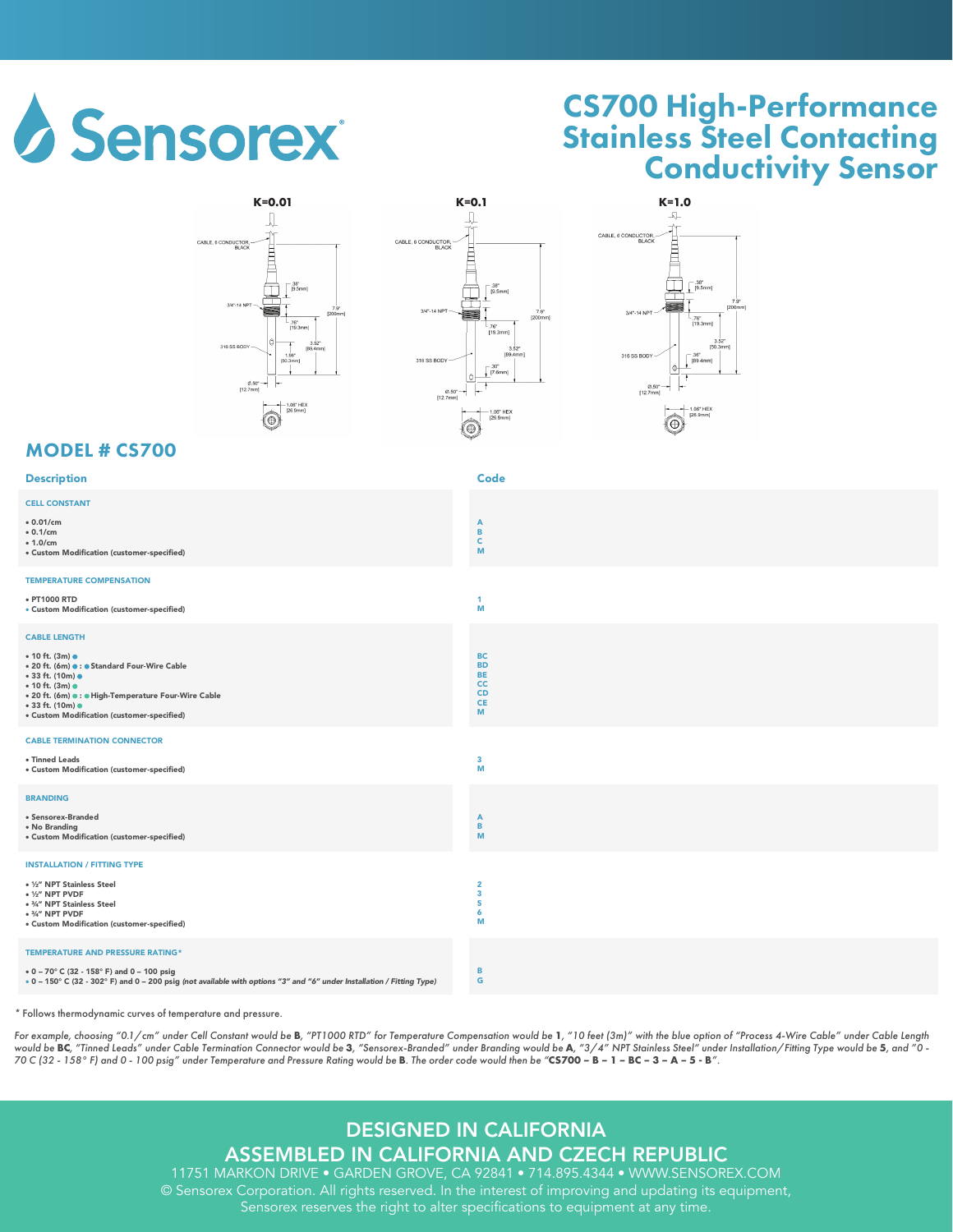# CS700 High-Performance Stainless Steel Contacting Conductivity Sensor

K=0.01

CABLE, 6 CONDUCTOR, BLACK

3/4"-14 NPT

316 SS BODY

.38" [9.5mm]

7.9" [200mm]

.76" [19.3mm]

3.52" [89.4mm]

1.98" [50.3mm]

Ø.50" [12.7mm]

1.06" HEX [26.9mm]

K=0.1

CABLE, 6 CONDUCTOR, BLACK

3/4"-14 NPT

316 SS BODY

.38" [9.5mm]

7.9" [200mm]

.76" [19.3mm]

3.52" [89.4mm]

.30" [7.6mm]

Ø.50" [12.7mm]

1.06" HEX [26.9mm]

K=1.0

CABLE, 6 CONDUCTOR, BLACK

3/4"-14 NPT

316 SS BODY

.38" [9.5mm]

7.9" [200mm]

.76" [19.3mm]

3.52" [50.3mm]

.36" [89.4mm]

Ø.50" [12.7mm]

1.06" HEX [26.9mm]

## MODEL # CS700

| Description | Code |
|---|---|
| **CELL CONSTANT** | |
| • 0.01/cm | A |
| • 0.1/cm | B |
| • 1.0/cm | C |
| • Custom Modification (customer-specified) | M |
| **TEMPERATURE COMPENSATION** | |
| • PT1000 RTD | 1 |
| • Custom Modification (customer-specified) | M |
| **CABLE LENGTH** | |
| • 10 ft. (3m) ● Standard Four-Wire Cable | BC |
| • 20 ft. (6m) ● Standard Four-Wire Cable | BD |
| • 33 ft. (10m) ● Standard Four-Wire Cable | BE |
| • 10 ft. (3m) ● High-Temperature Four-Wire Cable | CC |
| • 20 ft. (6m) ● High-Temperature Four-Wire Cable | CD |
| • 33 ft. (10m) ● High-Temperature Four-Wire Cable | CE |
| • Custom Modification (customer-specified) | M |
| **CABLE TERMINATION CONNECTOR** | |
| • Tinned Leads | 3 |
| • Custom Modification (customer-specified) | M |
| **BRANDING** | |
| • Sensorex-Branded | A |
| • No Branding | B |
| • Custom Modification (customer-specified) | M |
| **INSTALLATION / FITTING TYPE** | |
| • ½" NPT Stainless Steel | 2 |
| • ½" NPT PVDF | 3 |
| • ¾" NPT Stainless Steel | 5 |
| • ¾" NPT PVDF | 6 |
| • Custom Modification (customer-specified) | M |
| **TEMPERATURE AND PRESSURE RATING*** | |
| • 0 – 70° C (32 - 158° F) and 0 – 100 psig | B |
| • 0 – 150° C (32 - 302° F) and 0 – 200 psig *(not available with options "3" and "6" under Installation / Fitting Type)* | G |

* Follows thermodynamic curves of temperature and pressure.

*For example, choosing "0.1/cm" under Cell Constant would be **B**, "PT1000 RTD" for Temperature Compensation would be **1**, "10 feet (3m)" with the blue option of "Process 4-Wire Cable" under Cable Length would be **BC**, "Tinned Leads" under Cable Termination Connector would be **3**, "Sensorex-Branded" under Branding would be **A**, "3/4" NPT Stainless Steel" under Installation/Fitting Type would be **5**, and "0 - 70 C (32 - 158° F) and 0 - 100 psig" under Temperature and Pressure Rating would be **B**. The order code would then be "**CS700 – B – 1 – BC – 3 – A – 5 - B**".*

DESIGNED IN CALIFORNIA

ASSEMBLED IN CALIFORNIA AND CZECH REPUBLIC

11751 MARKON DRIVE • GARDEN GROVE, CA 92841 • 714.895.4344 • WWW.SENSOREX.COM

© Sensorex Corporation. All rights reserved. In the interest of improving and updating its equipment, Sensorex reserves the right to alter specifications to equipment at any time.